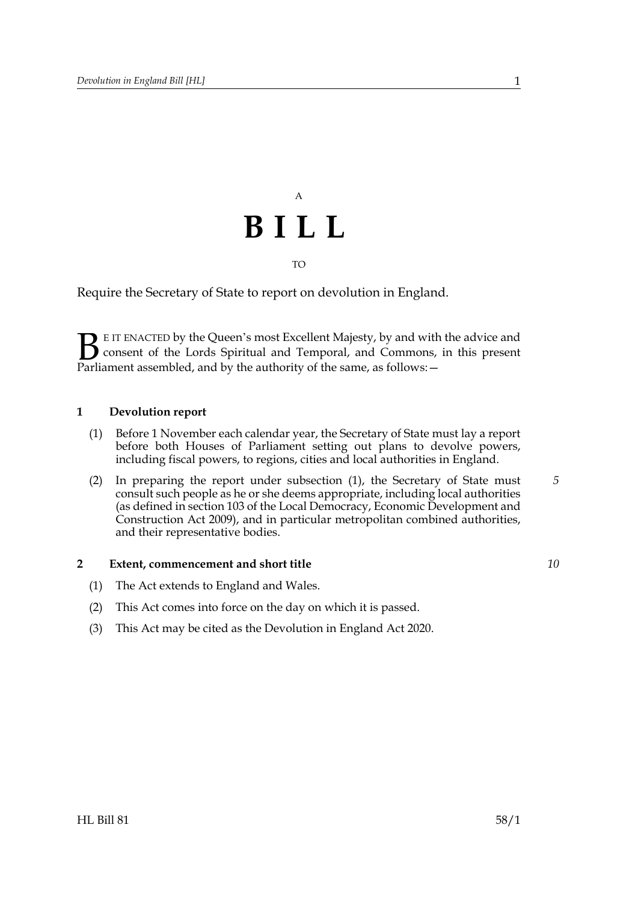A

# BILL

TO

Require the Secretary of State to report on devolution in England.

BE IT ENACTED by the Queen's most Excellent Majesty, by and with the advice and consent of the Lords Spiritual and Temporal, and Commons, in this present Parliament assembled, and by the authority of the same, as follows:—

### 1 Devolution report

(1) Before 1 November each calendar year, the Secretary of State must lay a report before both Houses of Parliament setting out plans to devolve powers, including fiscal powers, to regions, cities and local authorities in England.

(2) In preparing the report under subsection (1), the Secretary of State must consult such people as he or she deems appropriate, including local authorities (as defined in section 103 of the Local Democracy, Economic Development and Construction Act 2009), and in particular metropolitan combined authorities, and their representative bodies.

### 2 Extent, commencement and short title

(1) The Act extends to England and Wales.

(2) This Act comes into force on the day on which it is passed.

(3) This Act may be cited as the Devolution in England Act 2020.

HL Bill 81 58/1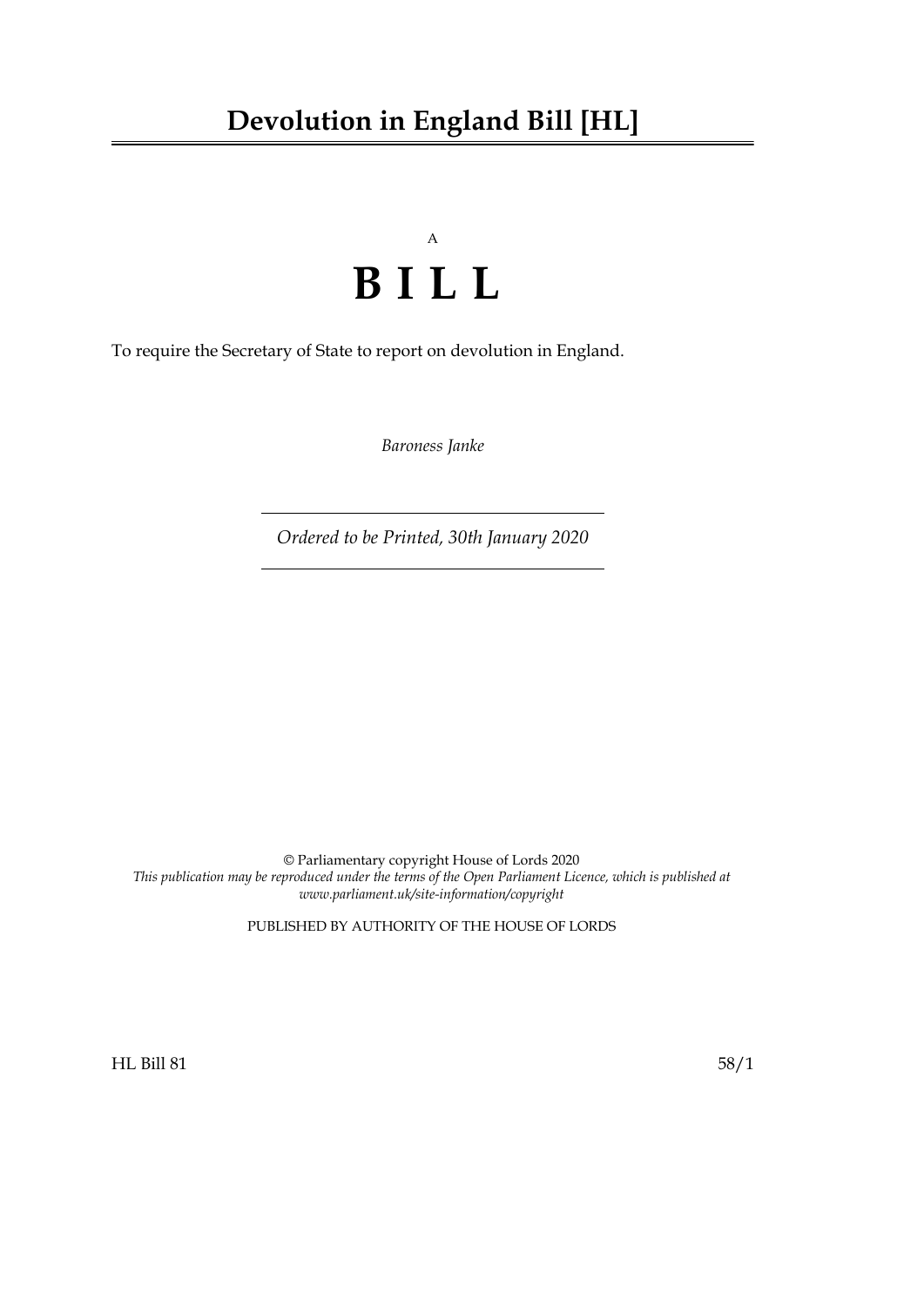# Devolution in England Bill [HL]

A

# B I L L

To require the Secretary of State to report on devolution in England.

*Baroness Janke*

*Ordered to be Printed, 30th January 2020*

© Parliamentary copyright House of Lords 2020
*This publication may be reproduced under the terms of the Open Parliament Licence, which is published at www.parliament.uk/site-information/copyright*

PUBLISHED BY AUTHORITY OF THE HOUSE OF LORDS

HL Bill 81 58/1